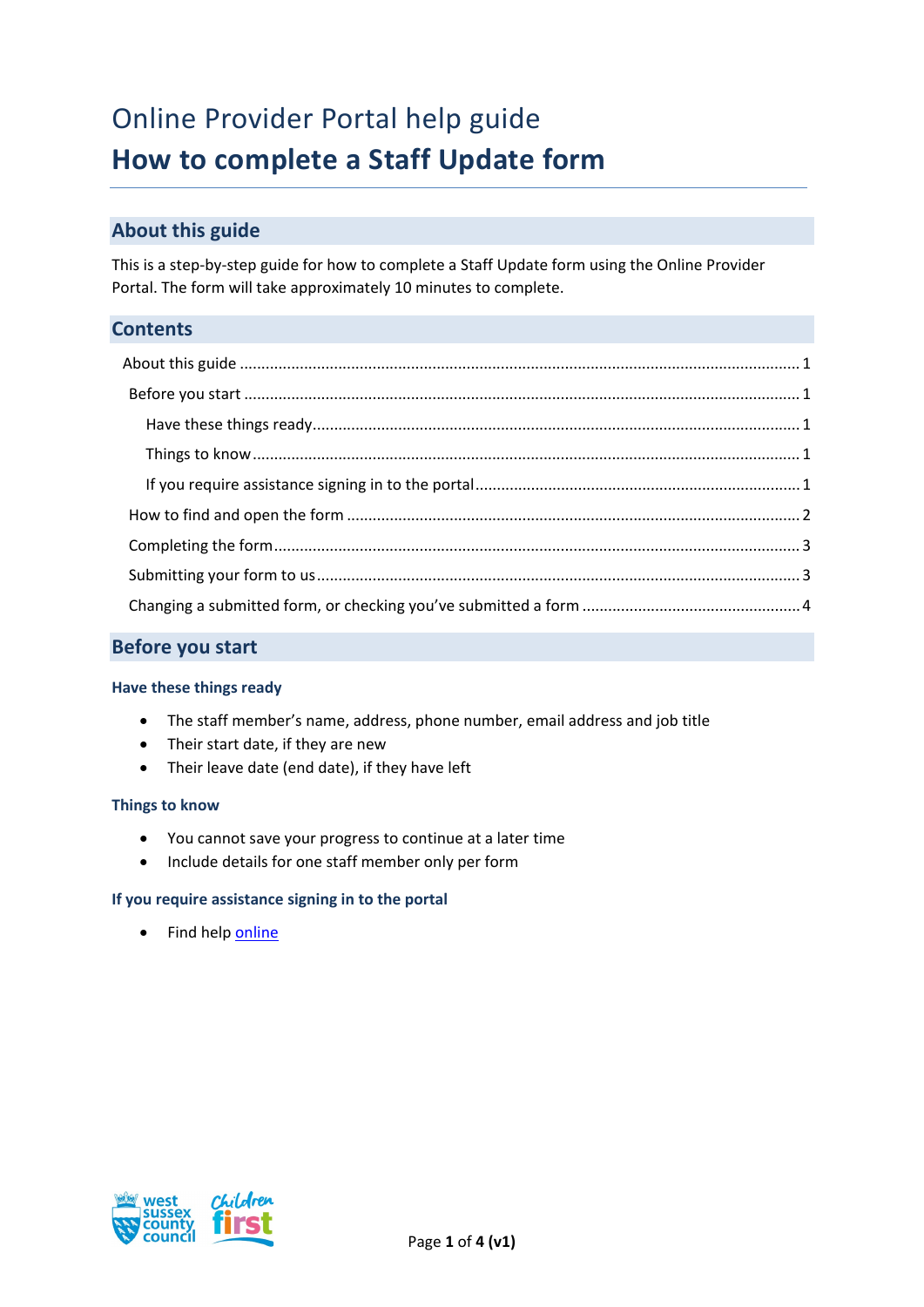# Online Provider Portal help guide

# How to complete a Staff Update form

## About this guide

This is a step-by-step guide for how to complete a Staff Update form using the Online Provider Portal. The form will take approximately 10 minutes to complete.

## Contents

- About this guide ... 1
  - Before you start ... 1
    - Have these things ready ... 1
    - Things to know ... 1
    - If you require assistance signing in to the portal ... 1
  - How to find and open the form ... 2
  - Completing the form ... 3
  - Submitting your form to us ... 3
  - Changing a submitted form, or checking you've submitted a form ... 4

## Before you start

### Have these things ready

- The staff member's name, address, phone number, email address and job title
- Their start date, if they are new
- Their leave date (end date), if they have left

### Things to know

- You cannot save your progress to continue at a later time
- Include details for one staff member only per form

### If you require assistance signing in to the portal

- Find help online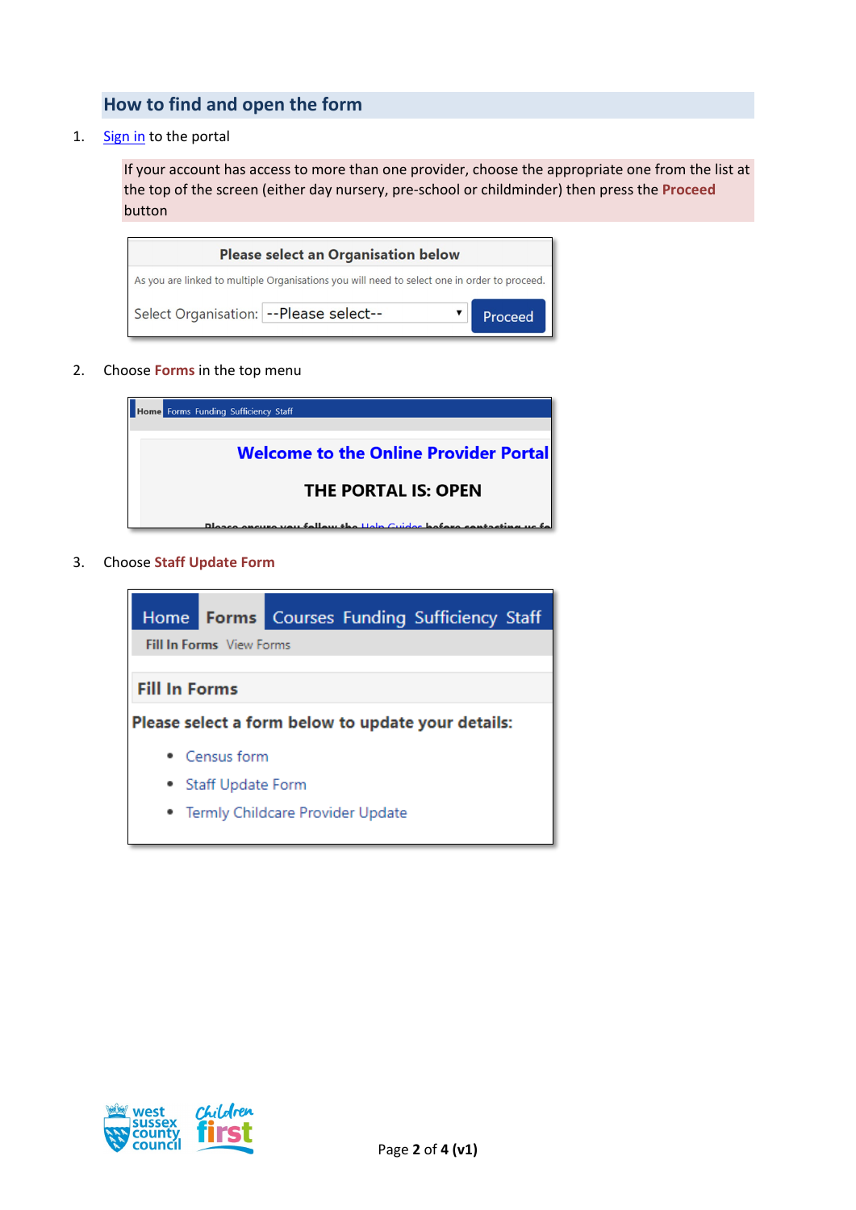## How to find and open the form

1. Sign in to the portal

   If your account has access to more than one provider, choose the appropriate one from the list at the top of the screen (either day nursery, pre-school or childminder) then press the **Proceed** button

   Please select an Organisation below

   As you are linked to multiple Organisations you will need to select one in order to proceed.

   Select Organisation: --Please select-- Proceed

2. Choose **Forms** in the top menu

   Home Forms Funding Sufficiency Staff

   **Welcome to the Online Provider Portal**

   **THE PORTAL IS: OPEN**

3. Choose **Staff Update Form**

   Home Forms Courses Funding Sufficiency Staff

   Fill In Forms View Forms

   **Fill In Forms**

   **Please select a form below to update your details:**

   - Census form
   - Staff Update Form
   - Termly Childcare Provider Update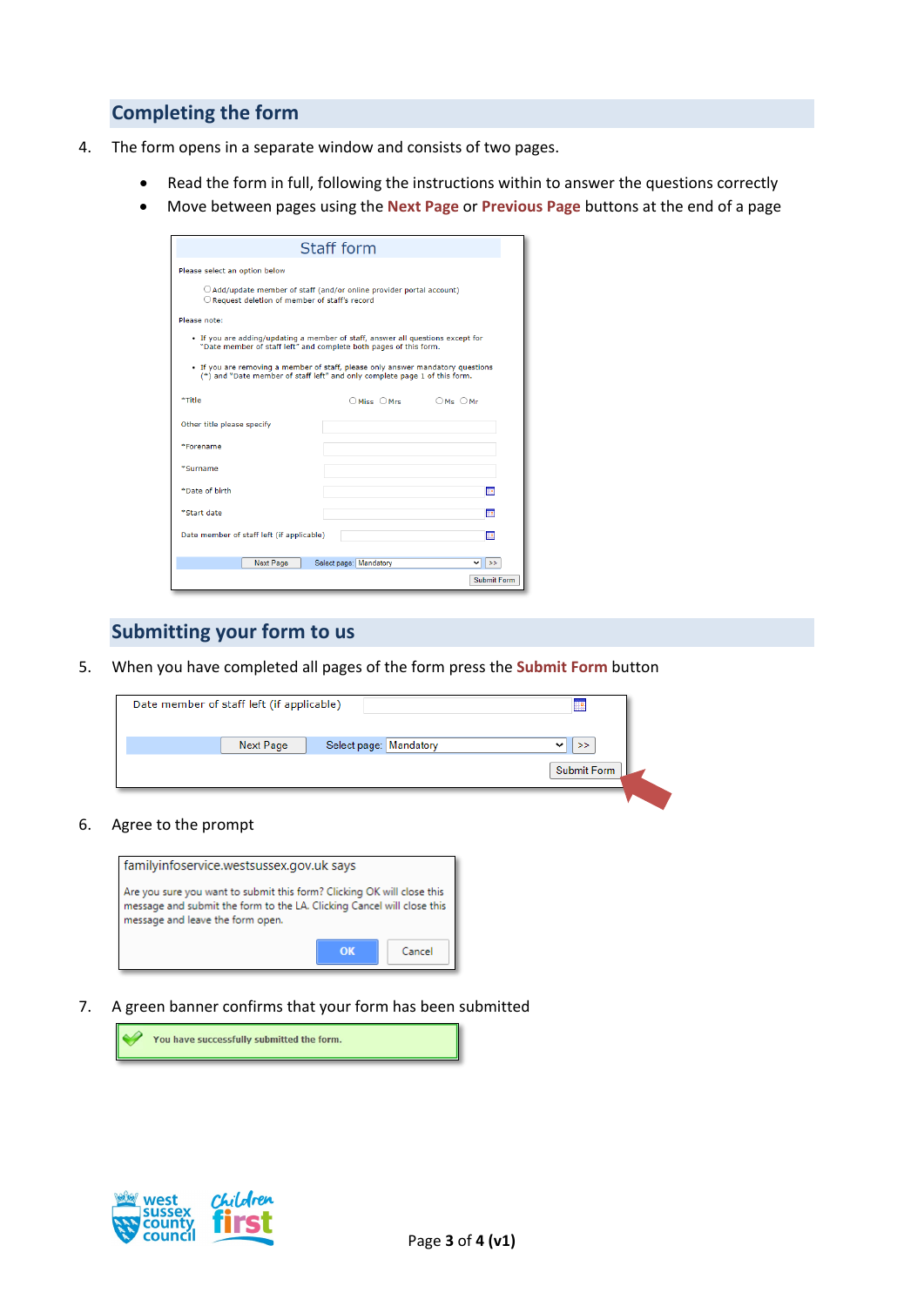## Completing the form

4. The form opens in a separate window and consists of two pages.

   - Read the form in full, following the instructions within to answer the questions correctly
   - Move between pages using the **Next Page** or **Previous Page** buttons at the end of a page

## Submitting your form to us

5. When you have completed all pages of the form press the **Submit Form** button

6. Agree to the prompt

7. A green banner confirms that your form has been submitted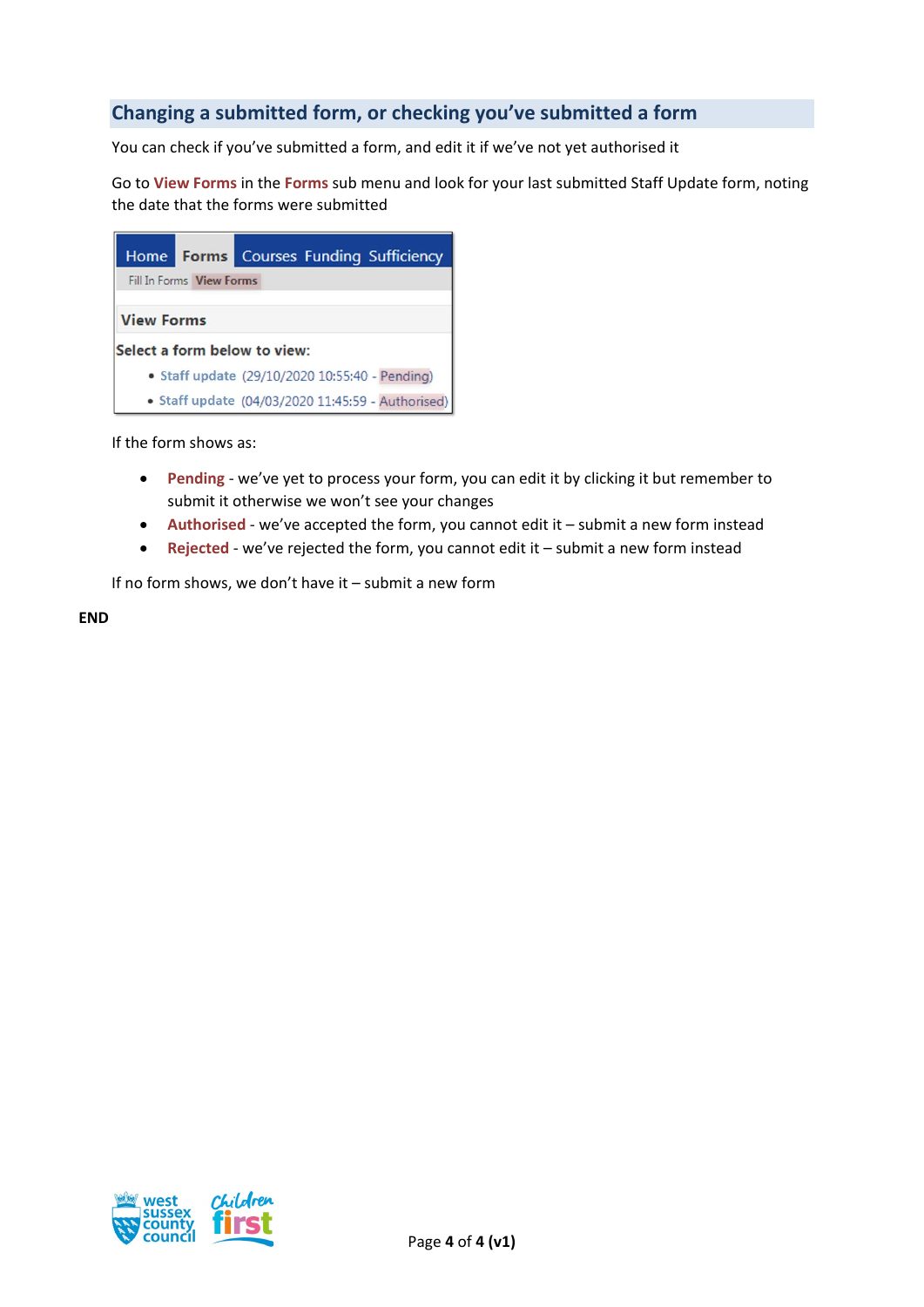## Changing a submitted form, or checking you've submitted a form

You can check if you've submitted a form, and edit it if we've not yet authorised it

Go to **View Forms** in the **Forms** sub menu and look for your last submitted Staff Update form, noting the date that the forms were submitted

Home Forms Courses Funding Sufficiency

Fill In Forms View Forms

View Forms

Select a form below to view:

- Staff update (29/10/2020 10:55:40 - Pending)
- Staff update (04/03/2020 11:45:59 - Authorised)

If the form shows as:

- **Pending** - we've yet to process your form, you can edit it by clicking it but remember to submit it otherwise we won't see your changes
- **Authorised** - we've accepted the form, you cannot edit it – submit a new form instead
- **Rejected** - we've rejected the form, you cannot edit it – submit a new form instead

If no form shows, we don't have it – submit a new form

**END**